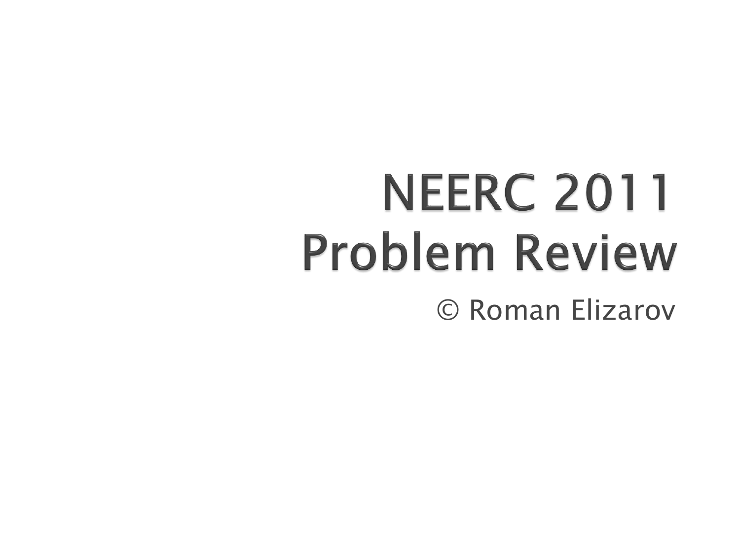# NEERC 2011
# Problem Review

© Roman Elizarov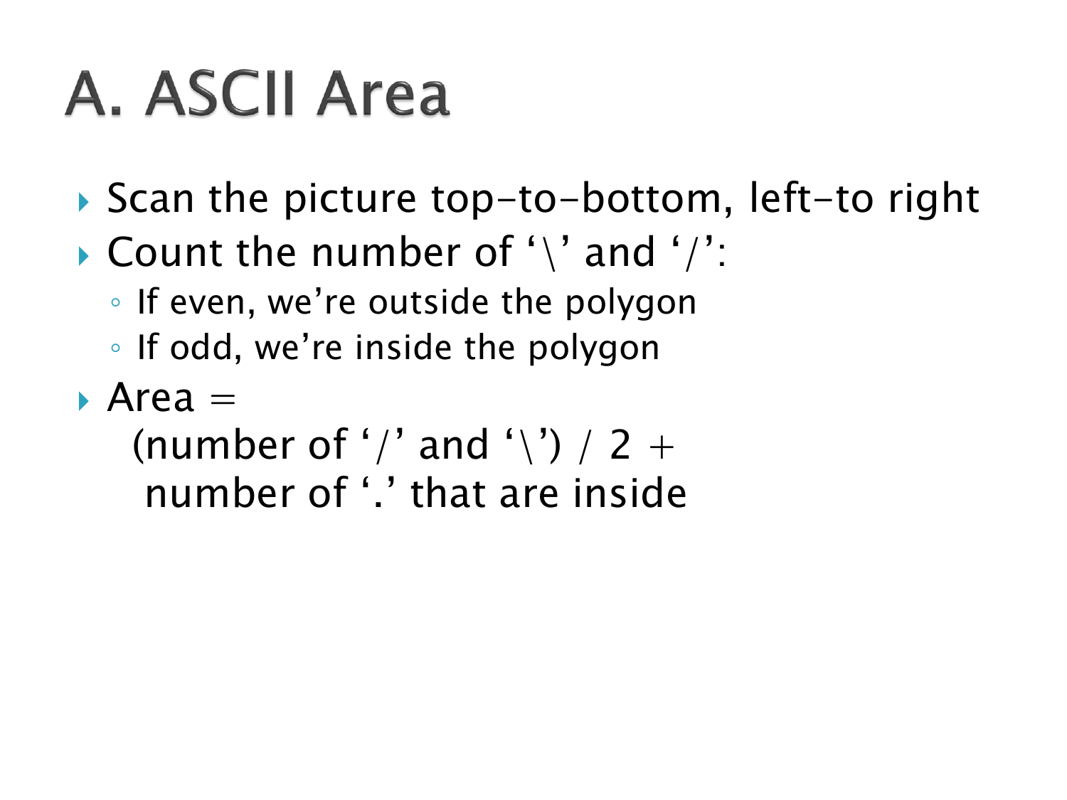# A. ASCII Area

- Scan the picture top-to-bottom, left-to right
- Count the number of '\' and '/':
  - If even, we're outside the polygon
  - If odd, we're inside the polygon
- Area =
  (number of '/' and '\') / 2 +
  number of '.' that are inside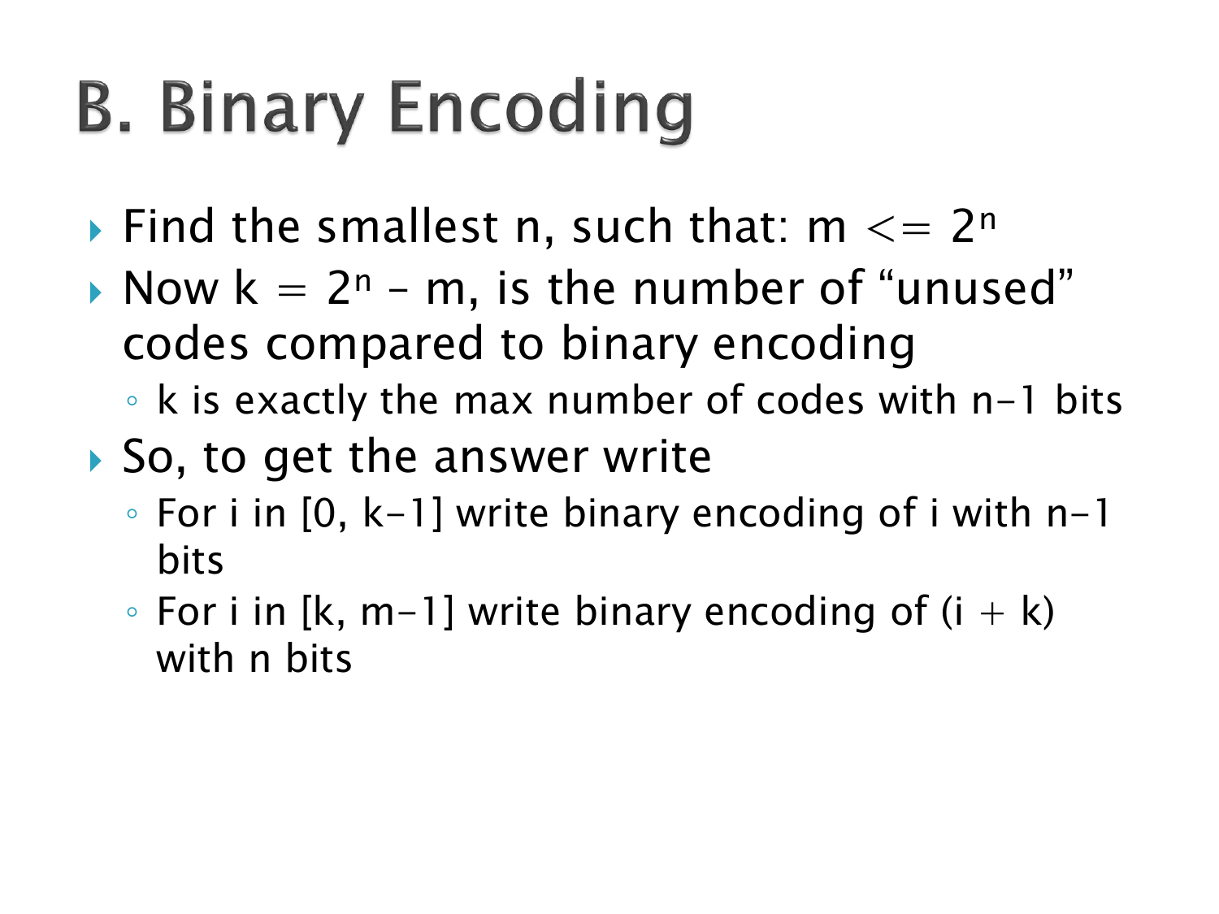# B. Binary Encoding

- Find the smallest n, such that: $m <= 2^n$
- Now $k = 2^n - m$, is the number of "unused" codes compared to binary encoding
  - k is exactly the max number of codes with n-1 bits
- So, to get the answer write
  - For i in [0, k-1] write binary encoding of i with n-1 bits
  - For i in [k, m-1] write binary encoding of (i + k) with n bits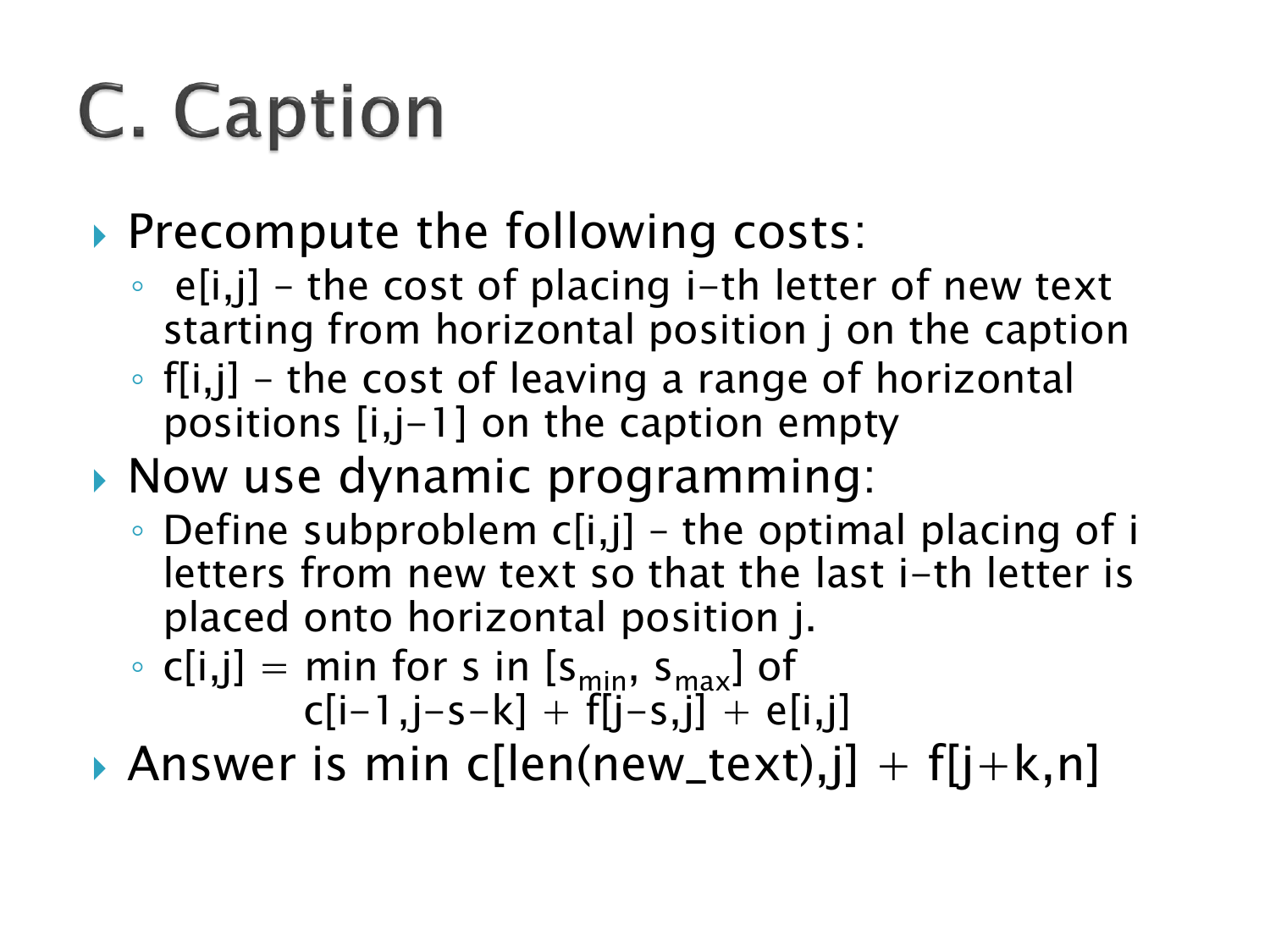# C. Caption

- Precompute the following costs:
  - e[i,j] – the cost of placing i-th letter of new text starting from horizontal position j on the caption
  - f[i,j] – the cost of leaving a range of horizontal positions [i,j-1] on the caption empty
- Now use dynamic programming:
  - Define subproblem c[i,j] – the optimal placing of i letters from new text so that the last i-th letter is placed onto horizontal position j.
  - c[i,j] = min for s in $[s_{min}, s_{max}]$ of
    c[i-1,j-s-k] + f[j-s,j] + e[i,j]
- Answer is min c[len(new_text),j] + f[j+k,n]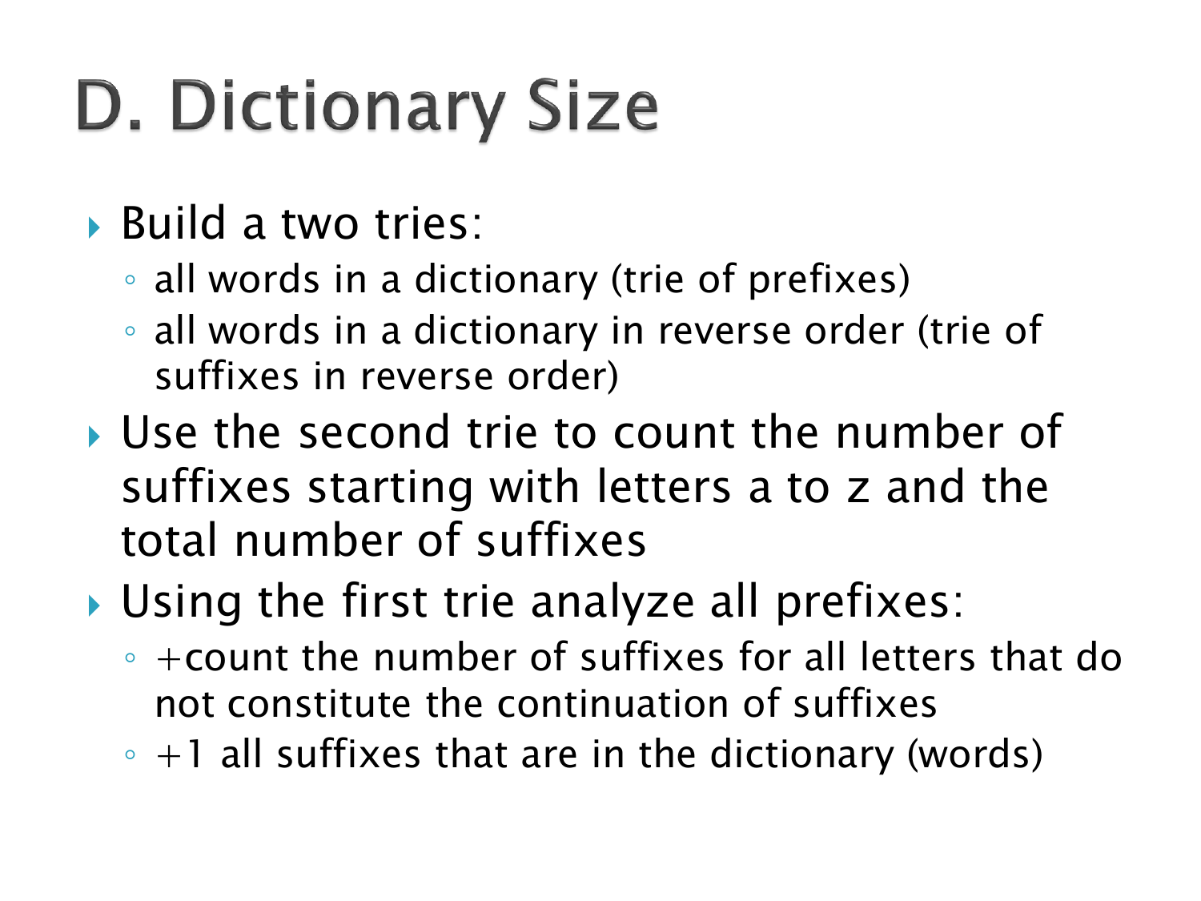# D. Dictionary Size

- Build a two tries:
  - all words in a dictionary (trie of prefixes)
  - all words in a dictionary in reverse order (trie of suffixes in reverse order)
- Use the second trie to count the number of suffixes starting with letters a to z and the total number of suffixes
- Using the first trie analyze all prefixes:
  - +count the number of suffixes for all letters that do not constitute the continuation of suffixes
  - +1 all suffixes that are in the dictionary (words)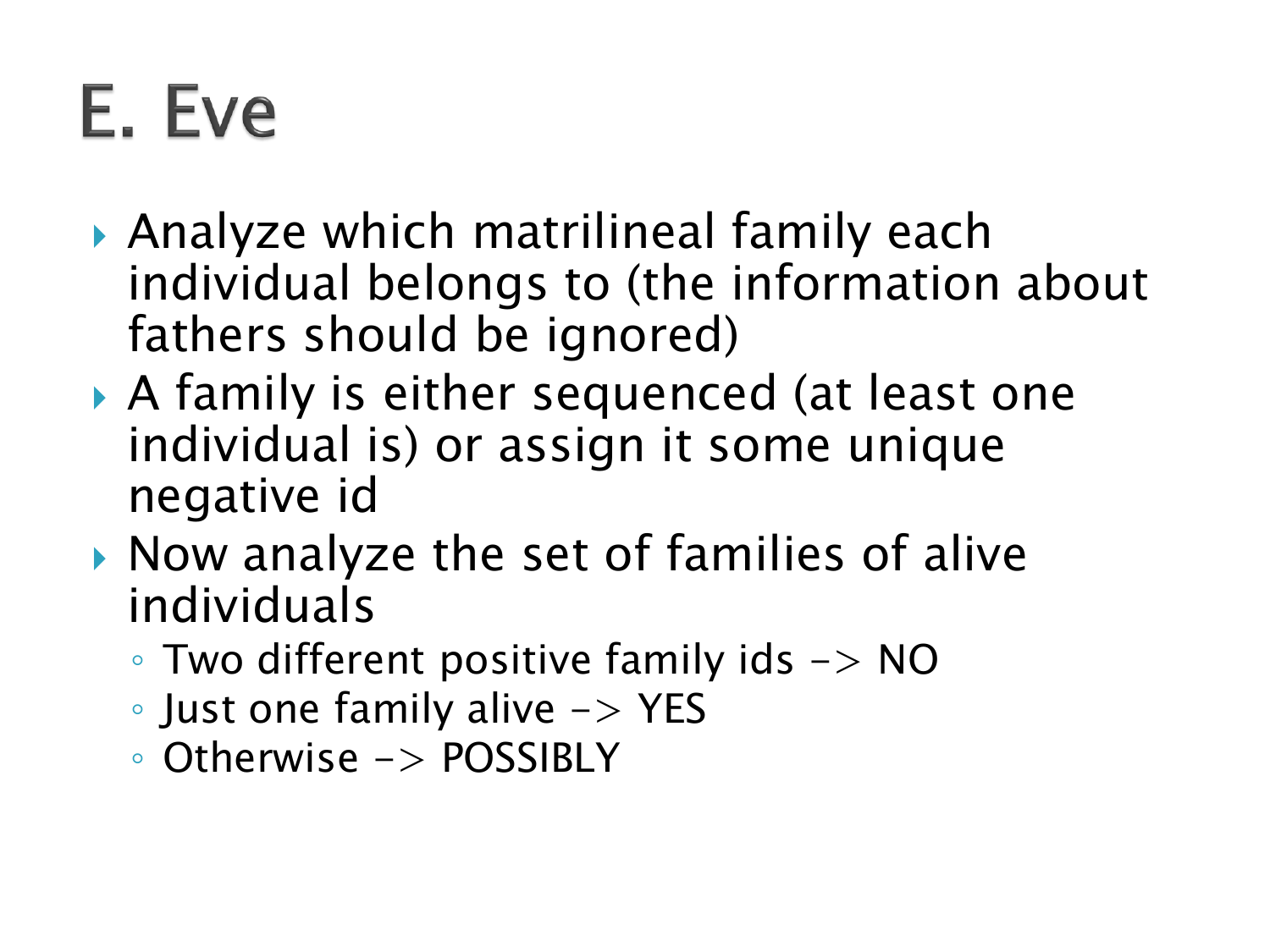# E. Eve

- Analyze which matrilineal family each individual belongs to (the information about fathers should be ignored)
- A family is either sequenced (at least one individual is) or assign it some unique negative id
- Now analyze the set of families of alive individuals
  - Two different positive family ids -> NO
  - Just one family alive -> YES
  - Otherwise -> POSSIBLY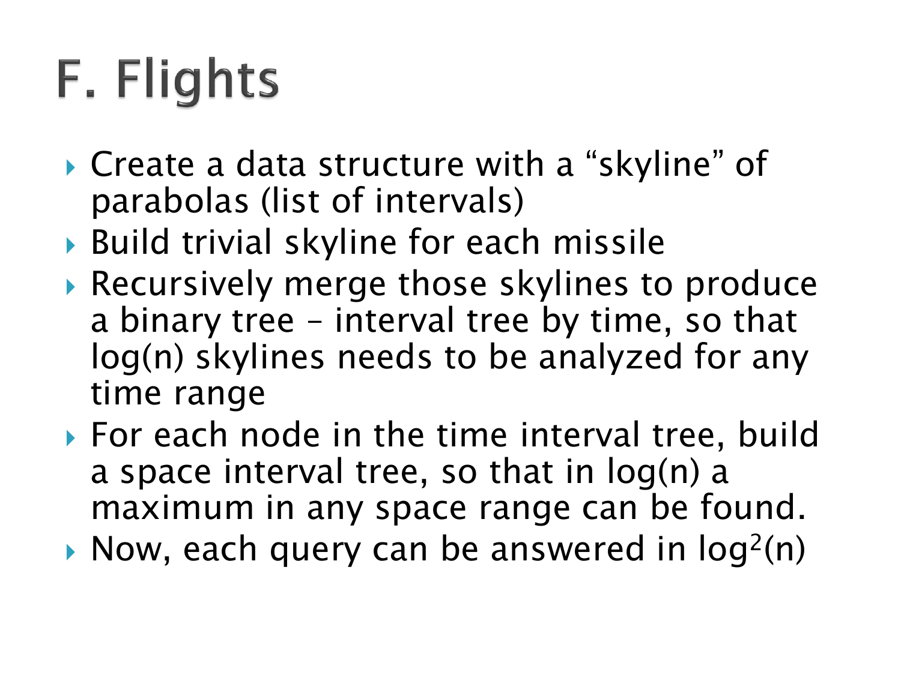# F. Flights

- Create a data structure with a "skyline" of parabolas (list of intervals)
- Build trivial skyline for each missile
- Recursively merge those skylines to produce a binary tree – interval tree by time, so that log(n) skylines needs to be analyzed for any time range
- For each node in the time interval tree, build a space interval tree, so that in log(n) a maximum in any space range can be found.
- Now, each query can be answered in $\log^2(n)$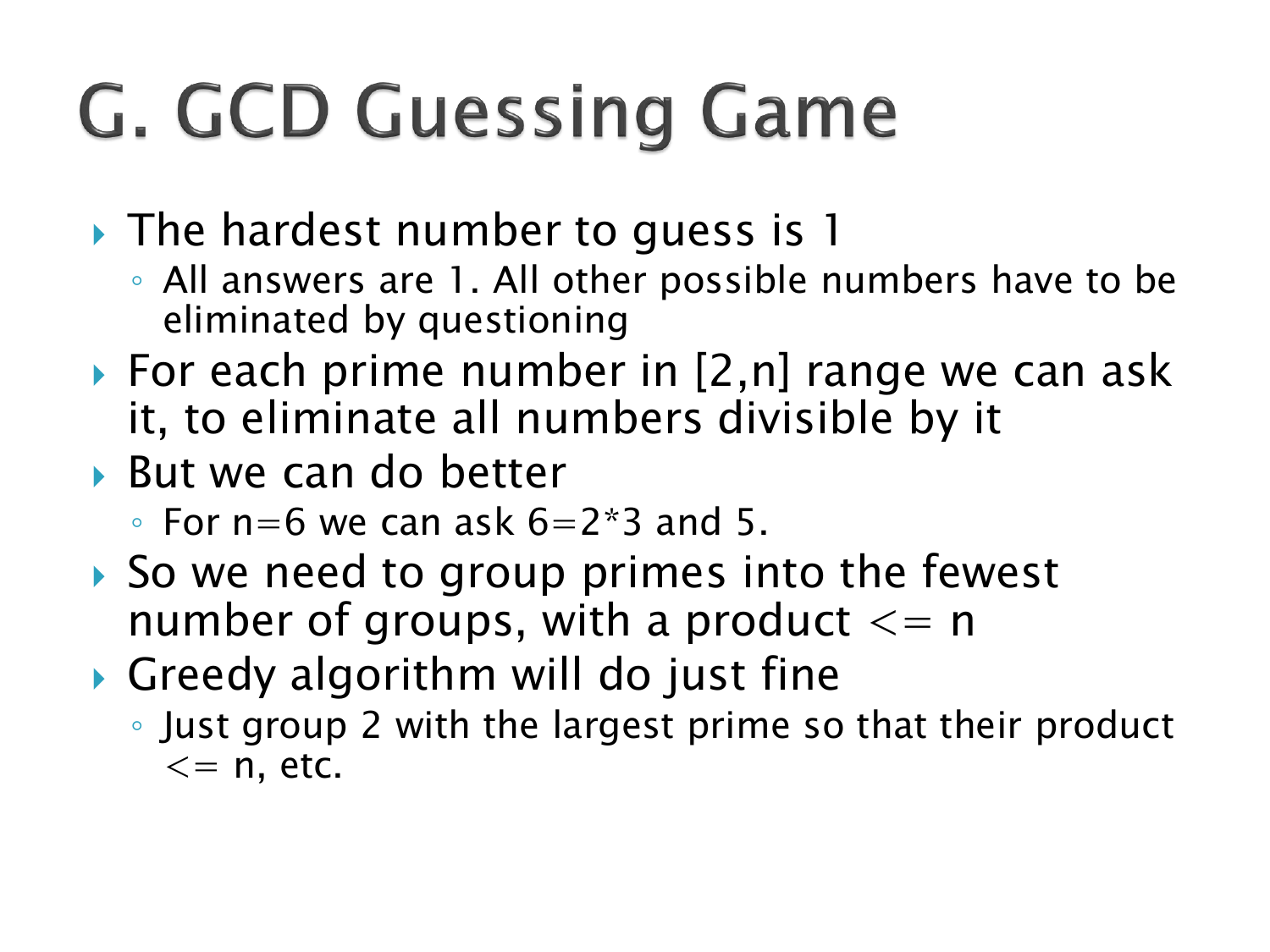# G. GCD Guessing Game

- The hardest number to guess is 1
  - All answers are 1. All other possible numbers have to be eliminated by questioning
- For each prime number in [2,n] range we can ask it, to eliminate all numbers divisible by it
- But we can do better
  - For n=6 we can ask 6=2*3 and 5.
- So we need to group primes into the fewest number of groups, with a product <= n
- Greedy algorithm will do just fine
  - Just group 2 with the largest prime so that their product <= n, etc.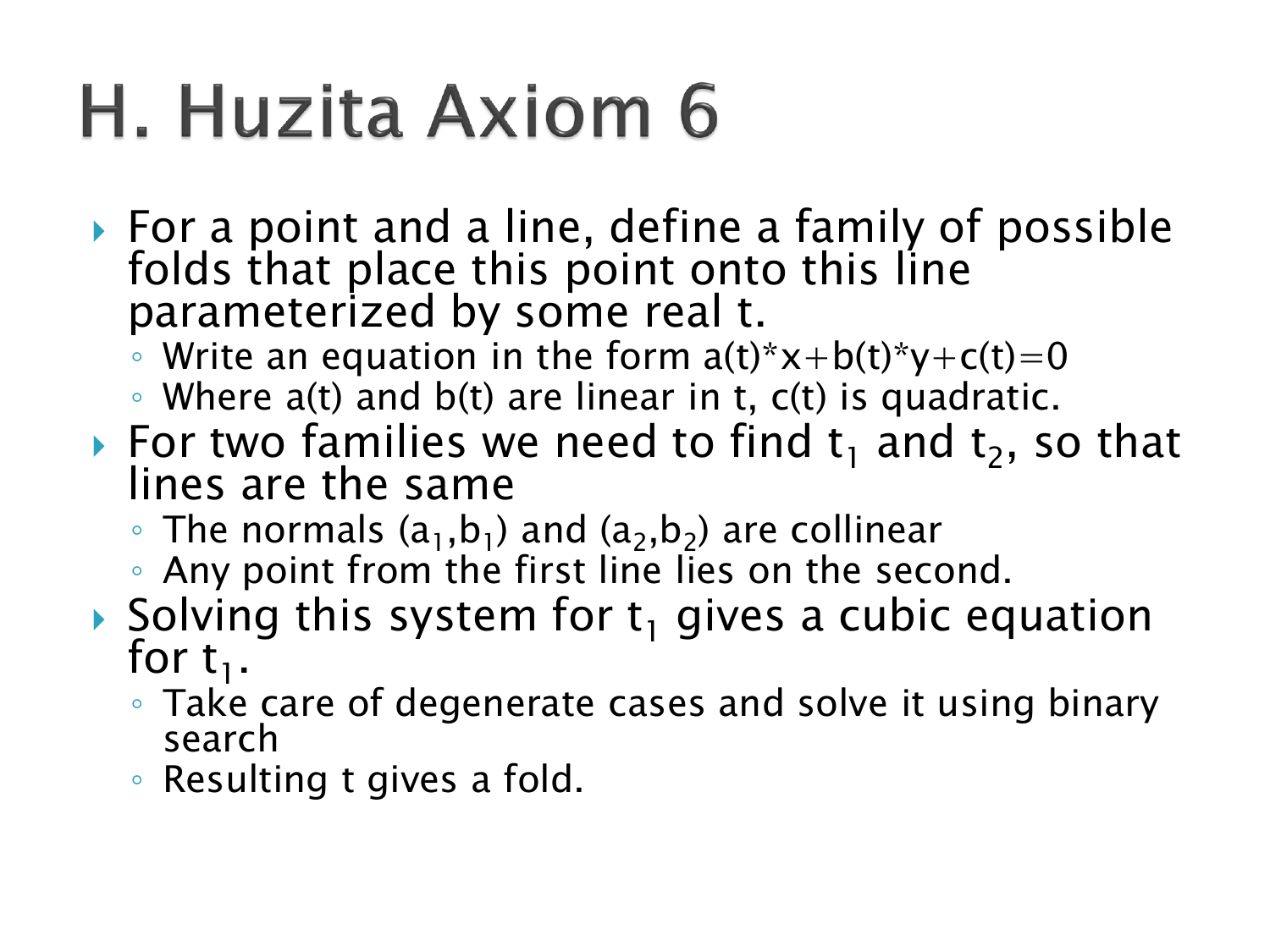# H. Huzita Axiom 6

- For a point and a line, define a family of possible folds that place this point onto this line parameterized by some real t.
  - Write an equation in the form $a(t)*x+b(t)*y+c(t)=0$
  - Where $a(t)$ and $b(t)$ are linear in t, $c(t)$ is quadratic.
- For two families we need to find $t_1$ and $t_2$, so that lines are the same
  - The normals $(a_1,b_1)$ and $(a_2,b_2)$ are collinear
  - Any point from the first line lies on the second.
- Solving this system for $t_1$ gives a cubic equation for $t_1$.
  - Take care of degenerate cases and solve it using binary search
  - Resulting t gives a fold.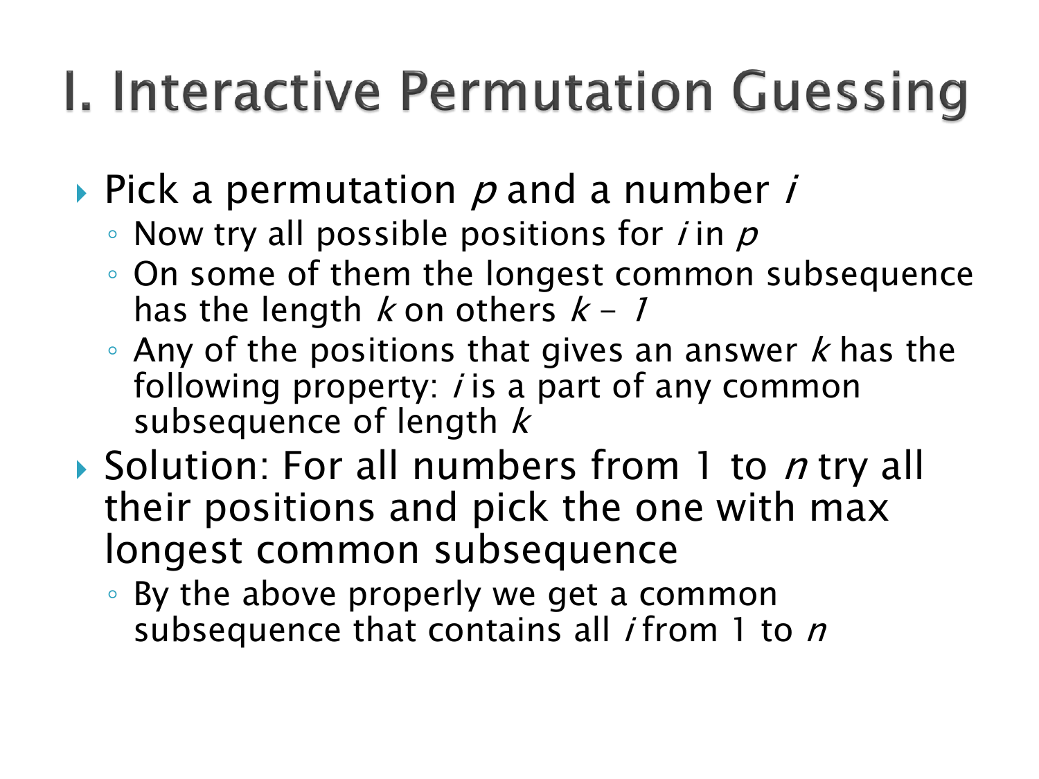# I. Interactive Permutation Guessing

- Pick a permutation $p$ and a number $i$
  - Now try all possible positions for $i$ in $p$
  - On some of them the longest common subsequence has the length $k$ on others $k - 1$
  - Any of the positions that gives an answer $k$ has the following property: $i$ is a part of any common subsequence of length $k$
- Solution: For all numbers from 1 to $n$ try all their positions and pick the one with max longest common subsequence
  - By the above properly we get a common subsequence that contains all $i$ from 1 to $n$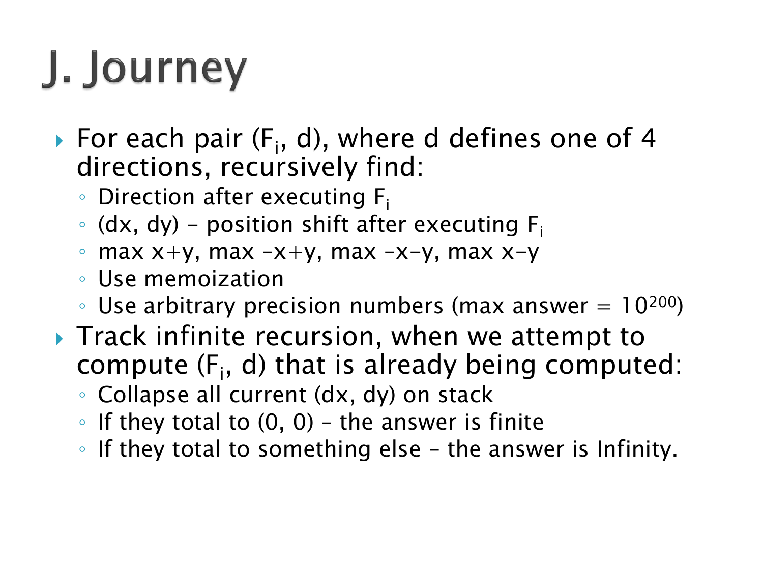# J. Journey

- For each pair ($F_i$, d), where d defines one of 4 directions, recursively find:
  - Direction after executing $F_i$
  - (dx, dy) – position shift after executing $F_i$
  - max $x+y$, max $-x+y$, max $-x-y$, max $x-y$
  - Use memoization
  - Use arbitrary precision numbers (max answer = $10^{200}$)
- Track infinite recursion, when we attempt to compute ($F_i$, d) that is already being computed:
  - Collapse all current (dx, dy) on stack
  - If they total to (0, 0) – the answer is finite
  - If they total to something else – the answer is Infinity.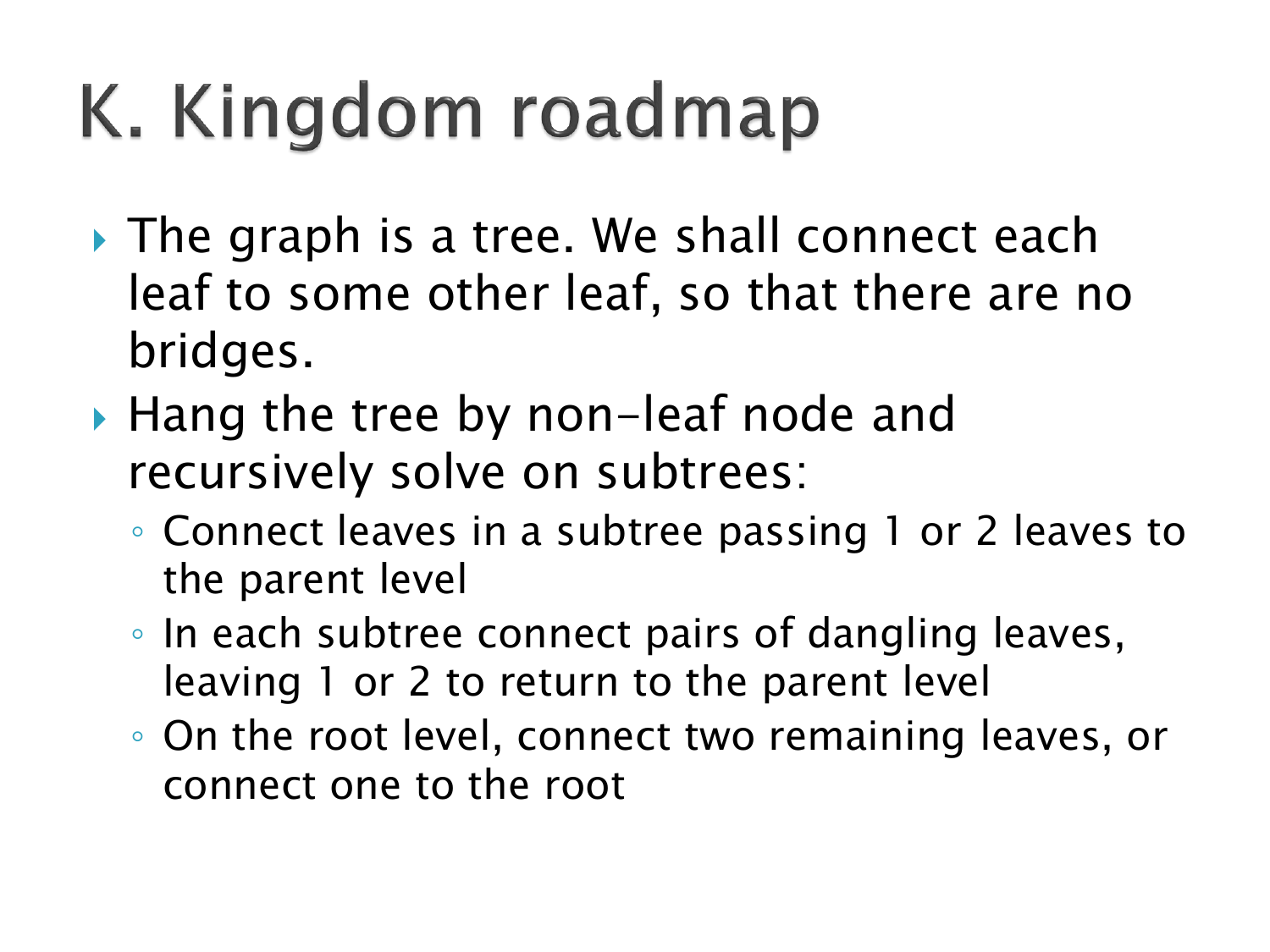# K. Kingdom roadmap

- The graph is a tree. We shall connect each leaf to some other leaf, so that there are no bridges.
- Hang the tree by non-leaf node and recursively solve on subtrees:
  - Connect leaves in a subtree passing 1 or 2 leaves to the parent level
  - In each subtree connect pairs of dangling leaves, leaving 1 or 2 to return to the parent level
  - On the root level, connect two remaining leaves, or connect one to the root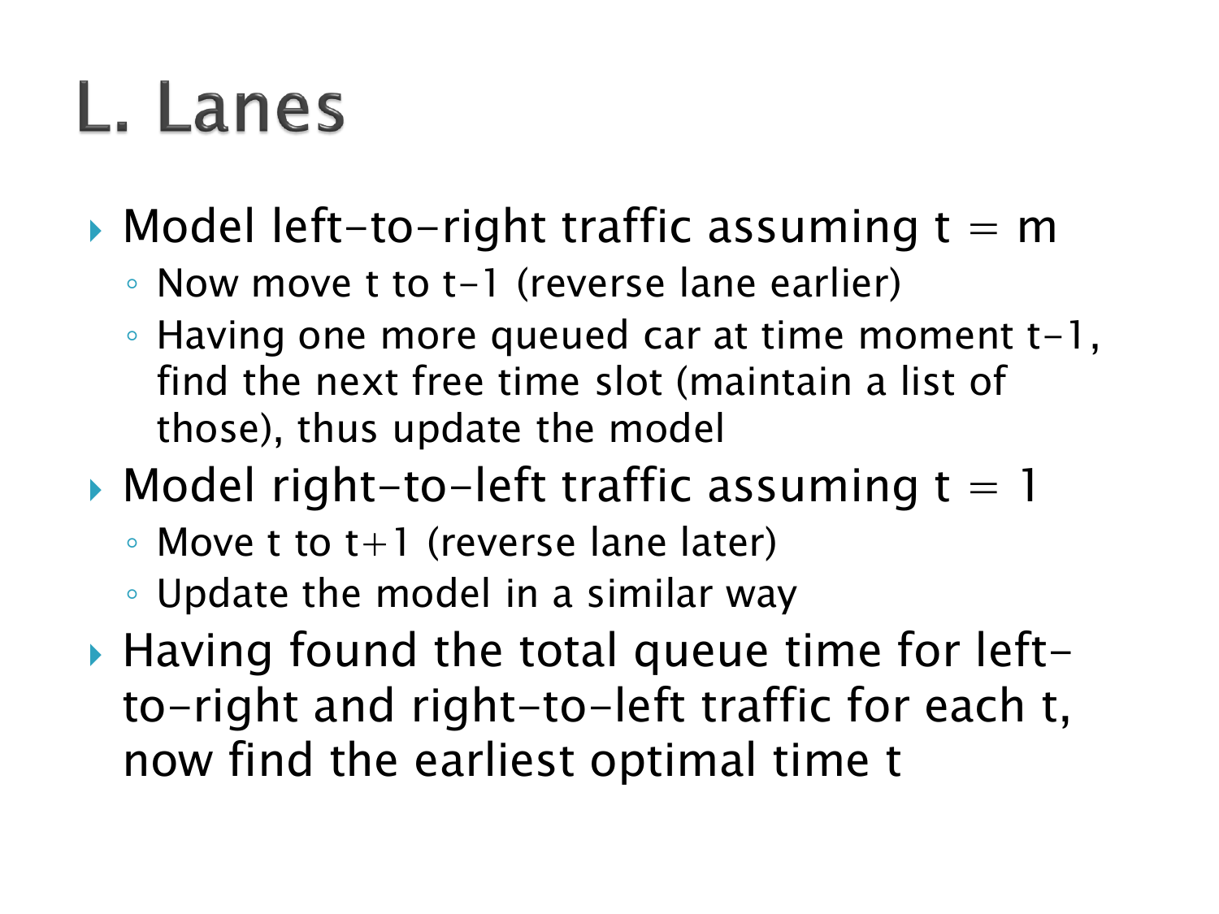# L. Lanes

- Model left-to-right traffic assuming $t = m$
  - Now move $t$ to $t-1$ (reverse lane earlier)
  - Having one more queued car at time moment $t-1$, find the next free time slot (maintain a list of those), thus update the model
- Model right-to-left traffic assuming $t = 1$
  - Move $t$ to $t+1$ (reverse lane later)
  - Update the model in a similar way
- Having found the total queue time for left-to-right and right-to-left traffic for each $t$, now find the earliest optimal time $t$